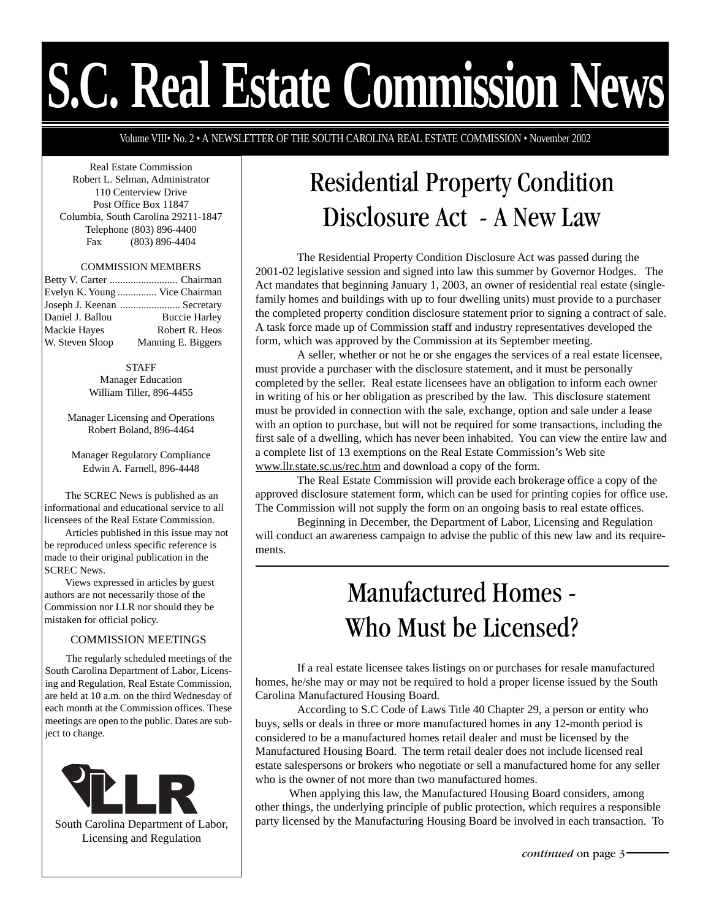# S.C. Real Estate Commission News

Volume VIII• No. 2 • A NEWSLETTER OF THE SOUTH CAROLINA REAL ESTATE COMMISSION • November 2002

Real Estate Commission
Robert L. Selman, Administrator
110 Centerview Drive
Post Office Box 11847
Columbia, South Carolina 29211-1847
Telephone (803) 896-4400
Fax (803) 896-4404

COMMISSION MEMBERS

Betty V. Carter .......................... Chairman
Evelyn K. Young ............... Vice Chairman
Joseph J. Keenan ....................... Secretary
Daniel J. Ballou — Buccie Harley
Mackie Hayes — Robert R. Heos
W. Steven Sloop — Manning E. Biggers

STAFF

Manager Education
William Tiller, 896-4455

Manager Licensing and Operations
Robert Boland, 896-4464

Manager Regulatory Compliance
Edwin A. Farnell, 896-4448

The SCREC News is published as an informational and educational service to all licensees of the Real Estate Commission.

Articles published in this issue may not be reproduced unless specific reference is made to their original publication in the SCREC News.

Views expressed in articles by guest authors are not necessarily those of the Commission nor LLR nor should they be mistaken for official policy.

COMMISSION MEETINGS

The regularly scheduled meetings of the South Carolina Department of Labor, Licensing and Regulation, Real Estate Commission, are held at 10 a.m. on the third Wednesday of each month at the Commission offices. These meetings are open to the public. Dates are subject to change.

LLR

South Carolina Department of Labor, Licensing and Regulation

## Residential Property Condition Disclosure Act - A New Law

The Residential Property Condition Disclosure Act was passed during the 2001-02 legislative session and signed into law this summer by Governor Hodges. The Act mandates that beginning January 1, 2003, an owner of residential real estate (single-family homes and buildings with up to four dwelling units) must provide to a purchaser the completed property condition disclosure statement prior to signing a contract of sale. A task force made up of Commission staff and industry representatives developed the form, which was approved by the Commission at its September meeting.

A seller, whether or not he or she engages the services of a real estate licensee, must provide a purchaser with the disclosure statement, and it must be personally completed by the seller. Real estate licensees have an obligation to inform each owner in writing of his or her obligation as prescribed by the law. This disclosure statement must be provided in connection with the sale, exchange, option and sale under a lease with an option to purchase, but will not be required for some transactions, including the first sale of a dwelling, which has never been inhabited. You can view the entire law and a complete list of 13 exemptions on the Real Estate Commission's Web site www.llr.state.sc.us/rec.htm and download a copy of the form.

The Real Estate Commission will provide each brokerage office a copy of the approved disclosure statement form, which can be used for printing copies for office use. The Commission will not supply the form on an ongoing basis to real estate offices.

Beginning in December, the Department of Labor, Licensing and Regulation will conduct an awareness campaign to advise the public of this new law and its requirements.

## Manufactured Homes - Who Must be Licensed?

If a real estate licensee takes listings on or purchases for resale manufactured homes, he/she may or may not be required to hold a proper license issued by the South Carolina Manufactured Housing Board.

According to S.C Code of Laws Title 40 Chapter 29, a person or entity who buys, sells or deals in three or more manufactured homes in any 12-month period is considered to be a manufactured homes retail dealer and must be licensed by the Manufactured Housing Board. The term retail dealer does not include licensed real estate salespersons or brokers who negotiate or sell a manufactured home for any seller who is the owner of not more than two manufactured homes.

When applying this law, the Manufactured Housing Board considers, among other things, the underlying principle of public protection, which requires a responsible party licensed by the Manufacturing Housing Board be involved in each transaction. To

*continued* on page 3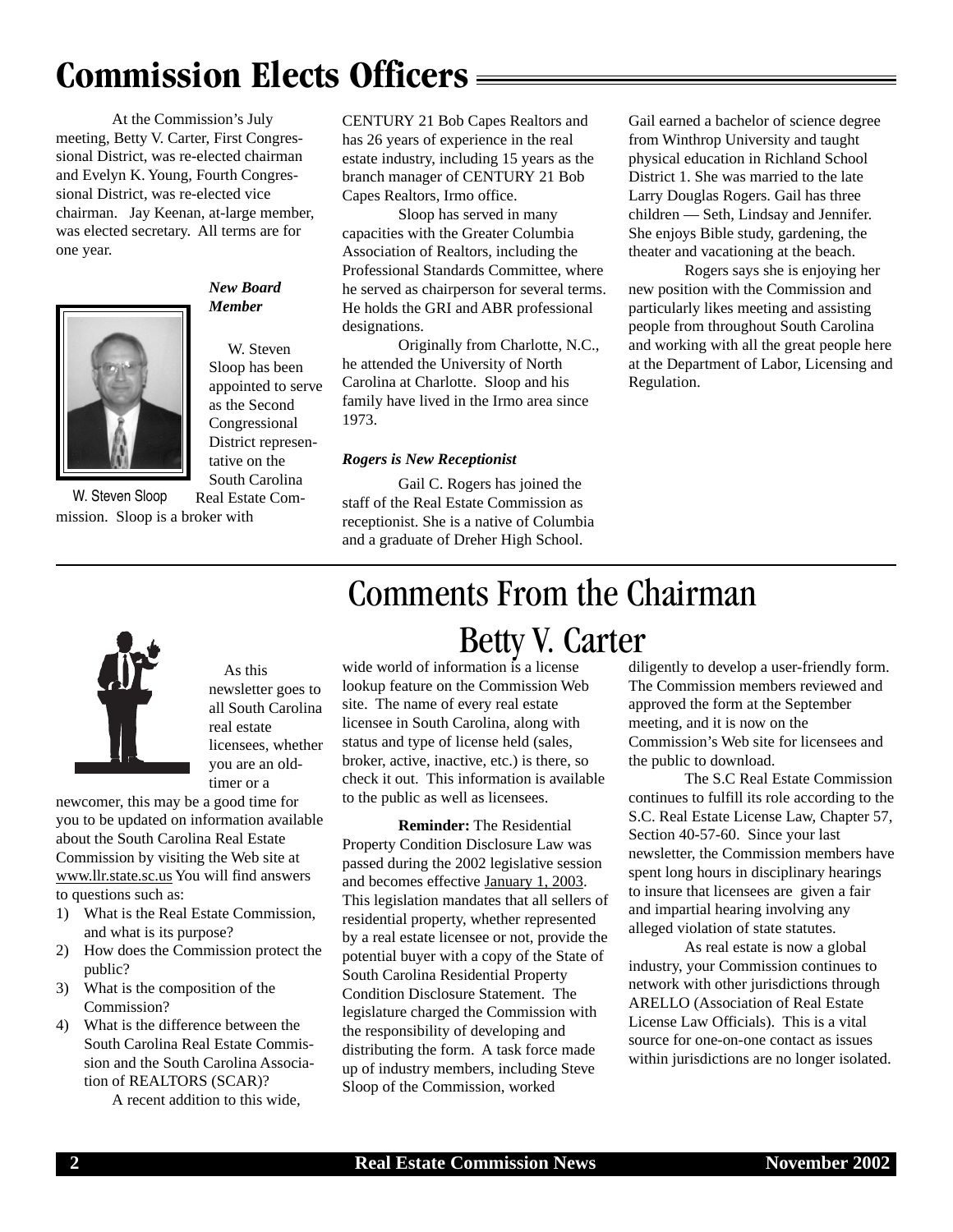# Commission Elects Officers

At the Commission's July meeting, Betty V. Carter, First Congressional District, was re-elected chairman and Evelyn K. Young, Fourth Congressional District, was re-elected vice chairman. Jay Keenan, at-large member, was elected secretary. All terms are for one year.

### *New Board Member*

W. Steven Sloop

W. Steven Sloop has been appointed to serve as the Second Congressional District representative on the South Carolina Real Estate Commission. Sloop is a broker with CENTURY 21 Bob Capes Realtors and has 26 years of experience in the real estate industry, including 15 years as the branch manager of CENTURY 21 Bob Capes Realtors, Irmo office.

Sloop has served in many capacities with the Greater Columbia Association of Realtors, including the Professional Standards Committee, where he served as chairperson for several terms. He holds the GRI and ABR professional designations.

Originally from Charlotte, N.C., he attended the University of North Carolina at Charlotte. Sloop and his family have lived in the Irmo area since 1973.

### *Rogers is New Receptionist*

Gail C. Rogers has joined the staff of the Real Estate Commission as receptionist. She is a native of Columbia and a graduate of Dreher High School. Gail earned a bachelor of science degree from Winthrop University and taught physical education in Richland School District 1. She was married to the late Larry Douglas Rogers. Gail has three children — Seth, Lindsay and Jennifer. She enjoys Bible study, gardening, the theater and vacationing at the beach.

Rogers says she is enjoying her new position with the Commission and particularly likes meeting and assisting people from throughout South Carolina and working with all the great people here at the Department of Labor, Licensing and Regulation.

# Comments From the Chairman

## Betty V. Carter

As this newsletter goes to all South Carolina real estate licensees, whether you are an old-timer or a newcomer, this may be a good time for you to be updated on information available about the South Carolina Real Estate Commission by visiting the Web site at www.llr.state.sc.us You will find answers to questions such as:

1) What is the Real Estate Commission, and what is its purpose?
2) How does the Commission protect the public?
3) What is the composition of the Commission?
4) What is the difference between the South Carolina Real Estate Commission and the South Carolina Association of REALTORS (SCAR)?

A recent addition to this wide, wide world of information is a license lookup feature on the Commission Web site. The name of every real estate licensee in South Carolina, along with status and type of license held (sales, broker, active, inactive, etc.) is there, so check it out. This information is available to the public as well as licensees.

**Reminder:** The Residential Property Condition Disclosure Law was passed during the 2002 legislative session and becomes effective January 1, 2003. This legislation mandates that all sellers of residential property, whether represented by a real estate licensee or not, provide the potential buyer with a copy of the State of South Carolina Residential Property Condition Disclosure Statement. The legislature charged the Commission with the responsibility of developing and distributing the form. A task force made up of industry members, including Steve Sloop of the Commission, worked diligently to develop a user-friendly form. The Commission members reviewed and approved the form at the September meeting, and it is now on the Commission's Web site for licensees and the public to download.

The S.C Real Estate Commission continues to fulfill its role according to the S.C. Real Estate License Law, Chapter 57, Section 40-57-60. Since your last newsletter, the Commission members have spent long hours in disciplinary hearings to insure that licensees are given a fair and impartial hearing involving any alleged violation of state statutes.

As real estate is now a global industry, your Commission continues to network with other jurisdictions through ARELLO (Association of Real Estate License Law Officials). This is a vital source for one-on-one contact as issues within jurisdictions are no longer isolated.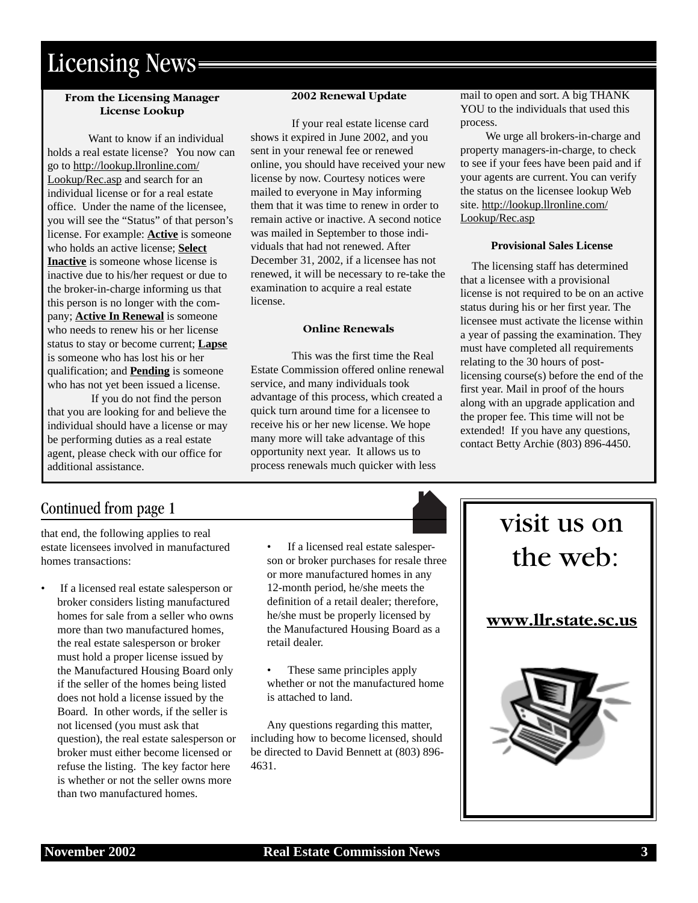# Licensing News

### From the Licensing Manager
### License Lookup

Want to know if an individual holds a real estate license? You now can go to http://lookup.llronline.com/Lookup/Rec.asp and search for an individual license or for a real estate office. Under the name of the licensee, you will see the "Status" of that person's license. For example: **Active** is someone who holds an active license; **Select Inactive** is someone whose license is inactive due to his/her request or due to the broker-in-charge informing us that this person is no longer with the company; **Active In Renewal** is someone who needs to renew his or her license status to stay or become current; **Lapse** is someone who has lost his or her qualification; and **Pending** is someone who has not yet been issued a license.

If you do not find the person that you are looking for and believe the individual should have a license or may be performing duties as a real estate agent, please check with our office for additional assistance.

### 2002 Renewal Update

If your real estate license card shows it expired in June 2002, and you sent in your renewal fee or renewed online, you should have received your new license by now. Courtesy notices were mailed to everyone in May informing them that it was time to renew in order to remain active or inactive. A second notice was mailed in September to those individuals that had not renewed. After December 31, 2002, if a licensee has not renewed, it will be necessary to re-take the examination to acquire a real estate license.

### Online Renewals

This was the first time the Real Estate Commission offered online renewal service, and many individuals took advantage of this process, which created a quick turn around time for a licensee to receive his or her new license. We hope many more will take advantage of this opportunity next year. It allows us to process renewals much quicker with less mail to open and sort. A big THANK YOU to the individuals that used this process.

We urge all brokers-in-charge and property managers-in-charge, to check to see if your fees have been paid and if your agents are current. You can verify the status on the licensee lookup Web site. http://lookup.llronline.com/Lookup/Rec.asp

### Provisional Sales License

The licensing staff has determined that a licensee with a provisional license is not required to be on an active status during his or her first year. The licensee must activate the license within a year of passing the examination. They must have completed all requirements relating to the 30 hours of post-licensing course(s) before the end of the first year. Mail in proof of the hours along with an upgrade application and the proper fee. This time will not be extended! If you have any questions, contact Betty Archie (803) 896-4450.

## Continued from page 1

that end, the following applies to real estate licensees involved in manufactured homes transactions:

- If a licensed real estate salesperson or broker considers listing manufactured homes for sale from a seller who owns more than two manufactured homes, the real estate salesperson or broker must hold a proper license issued by the Manufactured Housing Board only if the seller of the homes being listed does not hold a license issued by the Board. In other words, if the seller is not licensed (you must ask that question), the real estate salesperson or broker must either become licensed or refuse the listing. The key factor here is whether or not the seller owns more than two manufactured homes.

- If a licensed real estate salesperson or broker purchases for resale three or more manufactured homes in any 12-month period, he/she meets the definition of a retail dealer; therefore, he/she must be properly licensed by the Manufactured Housing Board as a retail dealer.

- These same principles apply whether or not the manufactured home is attached to land.

Any questions regarding this matter, including how to become licensed, should be directed to David Bennett at (803) 896-4631.

## visit us on the web:

**www.llr.state.sc.us**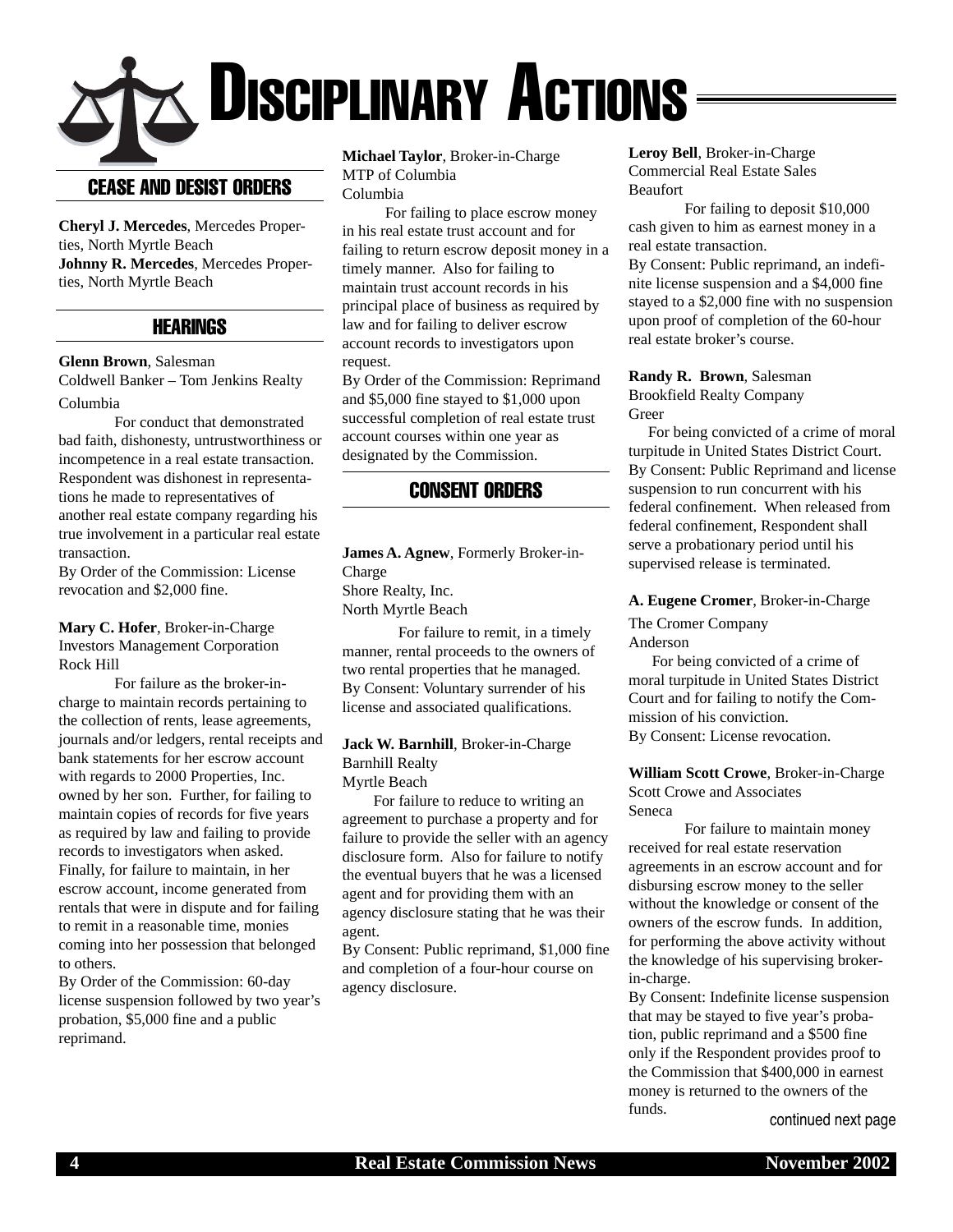# Disciplinary Actions

## CEASE AND DESIST ORDERS

**Cheryl J. Mercedes**, Mercedes Properties, North Myrtle Beach
**Johnny R. Mercedes**, Mercedes Properties, North Myrtle Beach

## HEARINGS

**Glenn Brown**, Salesman
Coldwell Banker – Tom Jenkins Realty
Columbia

For conduct that demonstrated bad faith, dishonesty, untrustworthiness or incompetence in a real estate transaction. Respondent was dishonest in representations he made to representatives of another real estate company regarding his true involvement in a particular real estate transaction.
By Order of the Commission: License revocation and $2,000 fine.

**Mary C. Hofer**, Broker-in-Charge
Investors Management Corporation
Rock Hill

For failure as the broker-in-charge to maintain records pertaining to the collection of rents, lease agreements, journals and/or ledgers, rental receipts and bank statements for her escrow account with regards to 2000 Properties, Inc. owned by her son. Further, for failing to maintain copies of records for five years as required by law and failing to provide records to investigators when asked. Finally, for failure to maintain, in her escrow account, income generated from rentals that were in dispute and for failing to remit in a reasonable time, monies coming into her possession that belonged to others.
By Order of the Commission: 60-day license suspension followed by two year's probation, $5,000 fine and a public reprimand.

**Michael Taylor**, Broker-in-Charge
MTP of Columbia
Columbia

For failing to place escrow money in his real estate trust account and for failing to return escrow deposit money in a timely manner. Also for failing to maintain trust account records in his principal place of business as required by law and for failing to deliver escrow account records to investigators upon request.
By Order of the Commission: Reprimand and $5,000 fine stayed to $1,000 upon successful completion of real estate trust account courses within one year as designated by the Commission.

## CONSENT ORDERS

**James A. Agnew**, Formerly Broker-in-Charge
Shore Realty, Inc.
North Myrtle Beach

For failure to remit, in a timely manner, rental proceeds to the owners of two rental properties that he managed.
By Consent: Voluntary surrender of his license and associated qualifications.

**Jack W. Barnhill**, Broker-in-Charge
Barnhill Realty
Myrtle Beach

For failure to reduce to writing an agreement to purchase a property and for failure to provide the seller with an agency disclosure form. Also for failure to notify the eventual buyers that he was a licensed agent and for providing them with an agency disclosure stating that he was their agent.
By Consent: Public reprimand, $1,000 fine and completion of a four-hour course on agency disclosure.

**Leroy Bell**, Broker-in-Charge
Commercial Real Estate Sales
Beaufort

For failing to deposit $10,000 cash given to him as earnest money in a real estate transaction.
By Consent: Public reprimand, an indefinite license suspension and a $4,000 fine stayed to a $2,000 fine with no suspension upon proof of completion of the 60-hour real estate broker's course.

**Randy R. Brown**, Salesman
Brookfield Realty Company
Greer

For being convicted of a crime of moral turpitude in United States District Court.
By Consent: Public Reprimand and license suspension to run concurrent with his federal confinement. When released from federal confinement, Respondent shall serve a probationary period until his supervised release is terminated.

**A. Eugene Cromer**, Broker-in-Charge
The Cromer Company
Anderson

For being convicted of a crime of moral turpitude in United States District Court and for failing to notify the Commission of his conviction.
By Consent: License revocation.

**William Scott Crowe**, Broker-in-Charge
Scott Crowe and Associates
Seneca

For failure to maintain money received for real estate reservation agreements in an escrow account and for disbursing escrow money to the seller without the knowledge or consent of the owners of the escrow funds. In addition, for performing the above activity without the knowledge of his supervising broker-in-charge.
By Consent: Indefinite license suspension that may be stayed to five year's probation, public reprimand and a $500 fine only if the Respondent provides proof to the Commission that $400,000 in earnest money is returned to the owners of the funds.

continued next page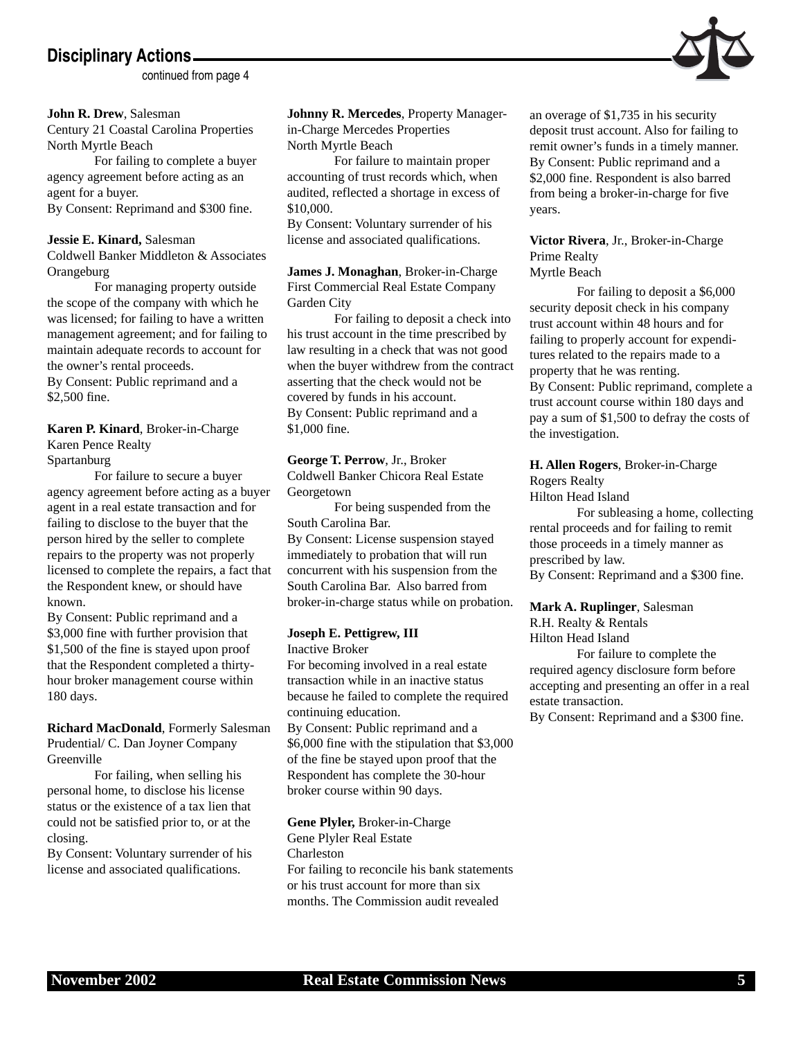## Disciplinary Actions

continued from page 4

**John R. Drew**, Salesman
Century 21 Coastal Carolina Properties
North Myrtle Beach

For failing to complete a buyer agency agreement before acting as an agent for a buyer.
By Consent: Reprimand and $300 fine.

**Jessie E. Kinard,** Salesman
Coldwell Banker Middleton & Associates
Orangeburg

For managing property outside the scope of the company with which he was licensed; for failing to have a written management agreement; and for failing to maintain adequate records to account for the owner's rental proceeds.
By Consent: Public reprimand and a $2,500 fine.

**Karen P. Kinard**, Broker-in-Charge
Karen Pence Realty
Spartanburg

For failure to secure a buyer agency agreement before acting as a buyer agent in a real estate transaction and for failing to disclose to the buyer that the person hired by the seller to complete repairs to the property was not properly licensed to complete the repairs, a fact that the Respondent knew, or should have known.
By Consent: Public reprimand and a $3,000 fine with further provision that $1,500 of the fine is stayed upon proof that the Respondent completed a thirty-hour broker management course within 180 days.

**Richard MacDonald**, Formerly Salesman
Prudential/ C. Dan Joyner Company
Greenville

For failing, when selling his personal home, to disclose his license status or the existence of a tax lien that could not be satisfied prior to, or at the closing.
By Consent: Voluntary surrender of his license and associated qualifications.

**Johnny R. Mercedes**, Property Manager-in-Charge Mercedes Properties
North Myrtle Beach

For failure to maintain proper accounting of trust records which, when audited, reflected a shortage in excess of $10,000.
By Consent: Voluntary surrender of his license and associated qualifications.

**James J. Monaghan**, Broker-in-Charge
First Commercial Real Estate Company
Garden City

For failing to deposit a check into his trust account in the time prescribed by law resulting in a check that was not good when the buyer withdrew from the contract asserting that the check would not be covered by funds in his account.
By Consent: Public reprimand and a $1,000 fine.

**George T. Perrow**, Jr., Broker
Coldwell Banker Chicora Real Estate
Georgetown

For being suspended from the South Carolina Bar.
By Consent: License suspension stayed immediately to probation that will run concurrent with his suspension from the South Carolina Bar. Also barred from broker-in-charge status while on probation.

**Joseph E. Pettigrew, III**
Inactive Broker
For becoming involved in a real estate transaction while in an inactive status because he failed to complete the required continuing education.
By Consent: Public reprimand and a $6,000 fine with the stipulation that $3,000 of the fine be stayed upon proof that the Respondent has complete the 30-hour broker course within 90 days.

**Gene Plyler,** Broker-in-Charge
Gene Plyler Real Estate
Charleston
For failing to reconcile his bank statements or his trust account for more than six months. The Commission audit revealed an overage of $1,735 in his security deposit trust account. Also for failing to remit owner's funds in a timely manner.
By Consent: Public reprimand and a $2,000 fine. Respondent is also barred from being a broker-in-charge for five years.

**Victor Rivera**, Jr., Broker-in-Charge
Prime Realty
Myrtle Beach

For failing to deposit a $6,000 security deposit check in his company trust account within 48 hours and for failing to properly account for expenditures related to the repairs made to a property that he was renting.
By Consent: Public reprimand, complete a trust account course within 180 days and pay a sum of $1,500 to defray the costs of the investigation.

**H. Allen Rogers**, Broker-in-Charge
Rogers Realty
Hilton Head Island

For subleasing a home, collecting rental proceeds and for failing to remit those proceeds in a timely manner as prescribed by law.
By Consent: Reprimand and a $300 fine.

**Mark A. Ruplinger**, Salesman
R.H. Realty & Rentals
Hilton Head Island

For failure to complete the required agency disclosure form before accepting and presenting an offer in a real estate transaction.
By Consent: Reprimand and a $300 fine.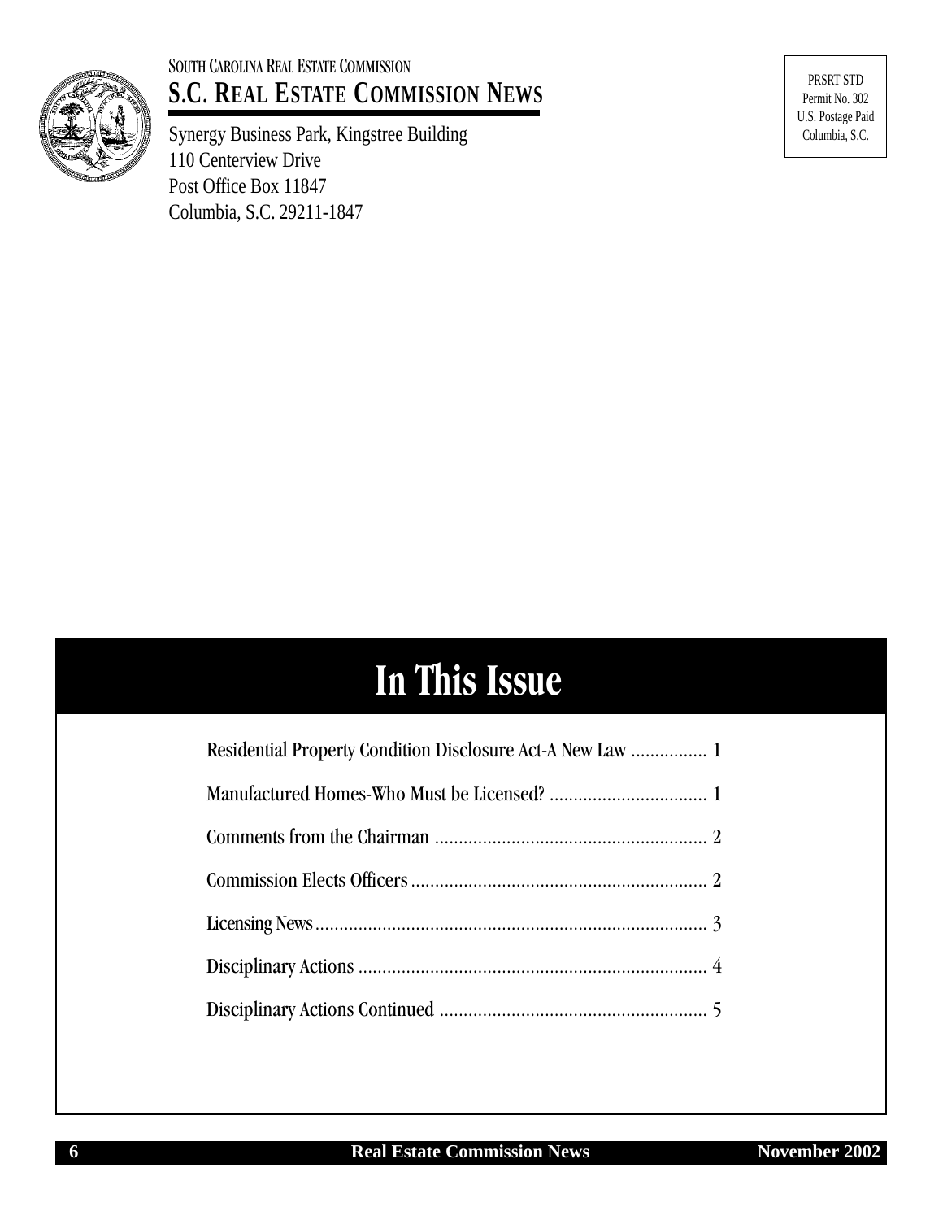SOUTH CAROLINA REAL ESTATE COMMISSION

**S.C. REAL ESTATE COMMISSION NEWS**

Synergy Business Park, Kingstree Building
110 Centerview Drive
Post Office Box 11847
Columbia, S.C. 29211-1847

PRSRT STD
Permit No. 302
U.S. Postage Paid
Columbia, S.C.

# In This Issue

Residential Property Condition Disclosure Act-A New Law ................ 1

Manufactured Homes-Who Must be Licensed? ................................. 1

Comments from the Chairman ......................................................... 2

Commission Elects Officers ............................................................. 2

Licensing News ................................................................................. 3

Disciplinary Actions ......................................................................... 4

Disciplinary Actions Continued ........................................................ 5